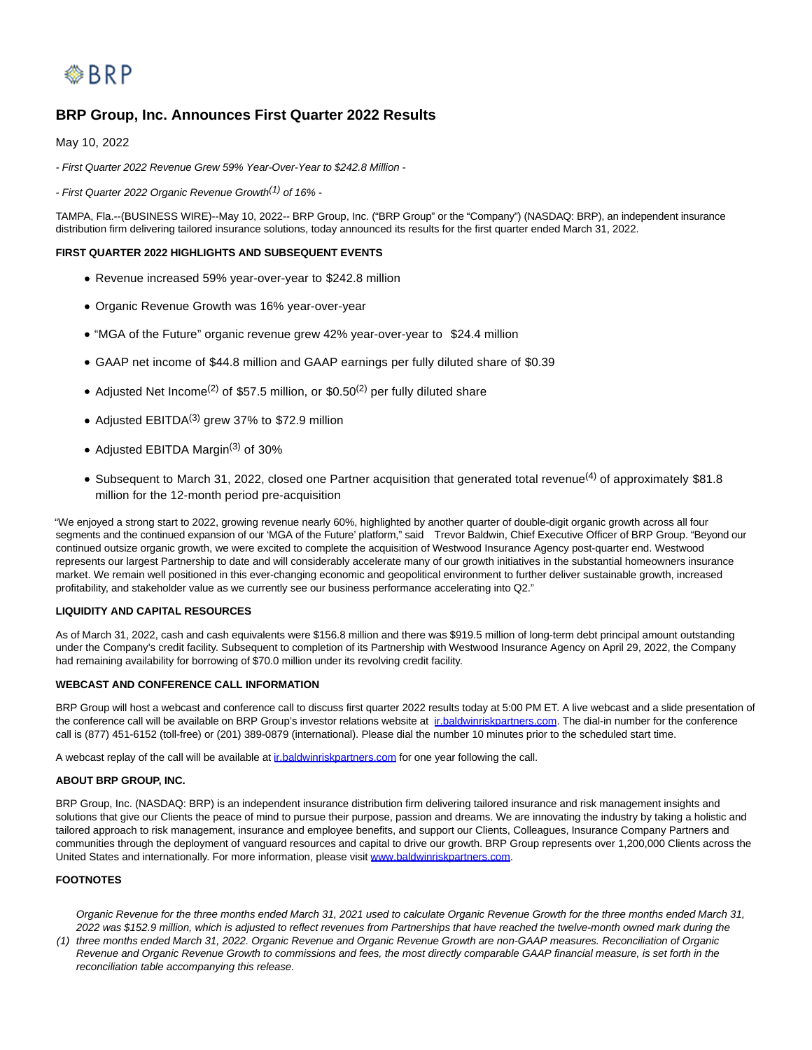BRP

# BRP Group, Inc. Announces First Quarter 2022 Results

May 10, 2022

*- First Quarter 2022 Revenue Grew 59% Year-Over-Year to $242.8 Million -*

*- First Quarter 2022 Organic Revenue Growth[(1)] of 16% -*

TAMPA, Fla.--(BUSINESS WIRE)--May 10, 2022-- BRP Group, Inc. ("BRP Group" or the "Company") (NASDAQ: BRP), an independent insurance distribution firm delivering tailored insurance solutions, today announced its results for the first quarter ended March 31, 2022.

**FIRST QUARTER 2022 HIGHLIGHTS AND SUBSEQUENT EVENTS**

- Revenue increased 59% year-over-year to $242.8 million
- Organic Revenue Growth was 16% year-over-year
- "MGA of the Future" organic revenue grew 42% year-over-year to $24.4 million
- GAAP net income of $44.8 million and GAAP earnings per fully diluted share of $0.39
- Adjusted Net Income[(2)] of $57.5 million, or $0.50[(2)] per fully diluted share
- Adjusted EBITDA[(3)] grew 37% to $72.9 million
- Adjusted EBITDA Margin[(3)] of 30%
- Subsequent to March 31, 2022, closed one Partner acquisition that generated total revenue[(4)] of approximately $81.8 million for the 12-month period pre-acquisition

"We enjoyed a strong start to 2022, growing revenue nearly 60%, highlighted by another quarter of double-digit organic growth across all four segments and the continued expansion of our 'MGA of the Future' platform," said Trevor Baldwin, Chief Executive Officer of BRP Group. "Beyond our continued outsize organic growth, we were excited to complete the acquisition of Westwood Insurance Agency post-quarter end. Westwood represents our largest Partnership to date and will considerably accelerate many of our growth initiatives in the substantial homeowners insurance market. We remain well positioned in this ever-changing economic and geopolitical environment to further deliver sustainable growth, increased profitability, and stakeholder value as we currently see our business performance accelerating into Q2."

**LIQUIDITY AND CAPITAL RESOURCES**

As of March 31, 2022, cash and cash equivalents were $156.8 million and there was $919.5 million of long-term debt principal amount outstanding under the Company's credit facility. Subsequent to completion of its Partnership with Westwood Insurance Agency on April 29, 2022, the Company had remaining availability for borrowing of $70.0 million under its revolving credit facility.

**WEBCAST AND CONFERENCE CALL INFORMATION**

BRP Group will host a webcast and conference call to discuss first quarter 2022 results today at 5:00 PM ET. A live webcast and a slide presentation of the conference call will be available on BRP Group's investor relations website at ir.baldwinriskpartners.com. The dial-in number for the conference call is (877) 451-6152 (toll-free) or (201) 389-0879 (international). Please dial the number 10 minutes prior to the scheduled start time.

A webcast replay of the call will be available at ir.baldwinriskpartners.com for one year following the call.

**ABOUT BRP GROUP, INC.**

BRP Group, Inc. (NASDAQ: BRP) is an independent insurance distribution firm delivering tailored insurance and risk management insights and solutions that give our Clients the peace of mind to pursue their purpose, passion and dreams. We are innovating the industry by taking a holistic and tailored approach to risk management, insurance and employee benefits, and support our Clients, Colleagues, Insurance Company Partners and communities through the deployment of vanguard resources and capital to drive our growth. BRP Group represents over 1,200,000 Clients across the United States and internationally. For more information, please visit www.baldwinriskpartners.com.

**FOOTNOTES**

(1) *Organic Revenue for the three months ended March 31, 2021 used to calculate Organic Revenue Growth for the three months ended March 31, 2022 was $152.9 million, which is adjusted to reflect revenues from Partnerships that have reached the twelve-month owned mark during the three months ended March 31, 2022. Organic Revenue and Organic Revenue Growth are non-GAAP measures. Reconciliation of Organic Revenue and Organic Revenue Growth to commissions and fees, the most directly comparable GAAP financial measure, is set forth in the reconciliation table accompanying this release.*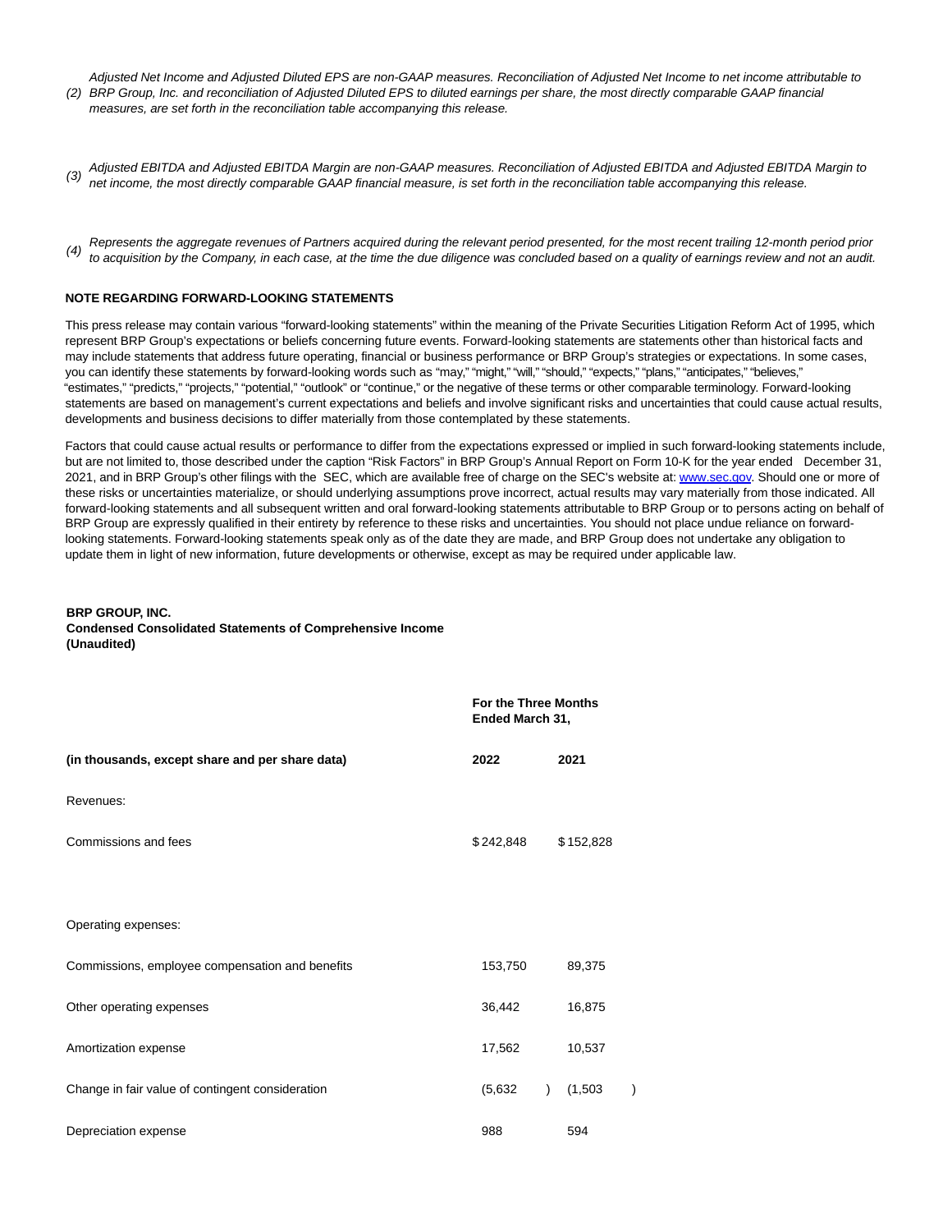(2) *Adjusted Net Income and Adjusted Diluted EPS are non-GAAP measures. Reconciliation of Adjusted Net Income to net income attributable to BRP Group, Inc. and reconciliation of Adjusted Diluted EPS to diluted earnings per share, the most directly comparable GAAP financial measures, are set forth in the reconciliation table accompanying this release.*

(3) *Adjusted EBITDA and Adjusted EBITDA Margin are non-GAAP measures. Reconciliation of Adjusted EBITDA and Adjusted EBITDA Margin to net income, the most directly comparable GAAP financial measure, is set forth in the reconciliation table accompanying this release.*

(4) *Represents the aggregate revenues of Partners acquired during the relevant period presented, for the most recent trailing 12-month period prior to acquisition by the Company, in each case, at the time the due diligence was concluded based on a quality of earnings review and not an audit.*

**NOTE REGARDING FORWARD-LOOKING STATEMENTS**

This press release may contain various "forward-looking statements" within the meaning of the Private Securities Litigation Reform Act of 1995, which represent BRP Group's expectations or beliefs concerning future events. Forward-looking statements are statements other than historical facts and may include statements that address future operating, financial or business performance or BRP Group's strategies or expectations. In some cases, you can identify these statements by forward-looking words such as "may," "might," "will," "should," "expects," "plans," "anticipates," "believes," "estimates," "predicts," "projects," "potential," "outlook" or "continue," or the negative of these terms or other comparable terminology. Forward-looking statements are based on management's current expectations and beliefs and involve significant risks and uncertainties that could cause actual results, developments and business decisions to differ materially from those contemplated by these statements.

Factors that could cause actual results or performance to differ from the expectations expressed or implied in such forward-looking statements include, but are not limited to, those described under the caption "Risk Factors" in BRP Group's Annual Report on Form 10-K for the year ended December 31, 2021, and in BRP Group's other filings with the SEC, which are available free of charge on the SEC's website at: www.sec.gov. Should one or more of these risks or uncertainties materialize, or should underlying assumptions prove incorrect, actual results may vary materially from those indicated. All forward-looking statements and all subsequent written and oral forward-looking statements attributable to BRP Group or to persons acting on behalf of BRP Group are expressly qualified in their entirety by reference to these risks and uncertainties. You should not place undue reliance on forward-looking statements. Forward-looking statements speak only as of the date they are made, and BRP Group does not undertake any obligation to update them in light of new information, future developments or otherwise, except as may be required under applicable law.

**BRP GROUP, INC.**
**Condensed Consolidated Statements of Comprehensive Income**
**(Unaudited)**

| | **For the Three Months Ended March 31,** | |
|---|---|---|
| **(in thousands, except share and per share data)** | **2022** | **2021** |
| Revenues: | | |
| Commissions and fees | $ 242,848 | $ 152,828 |
| Operating expenses: | | |
| Commissions, employee compensation and benefits | 153,750 | 89,375 |
| Other operating expenses | 36,442 | 16,875 |
| Amortization expense | 17,562 | 10,537 |
| Change in fair value of contingent consideration | (5,632) | (1,503) |
| Depreciation expense | 988 | 594 |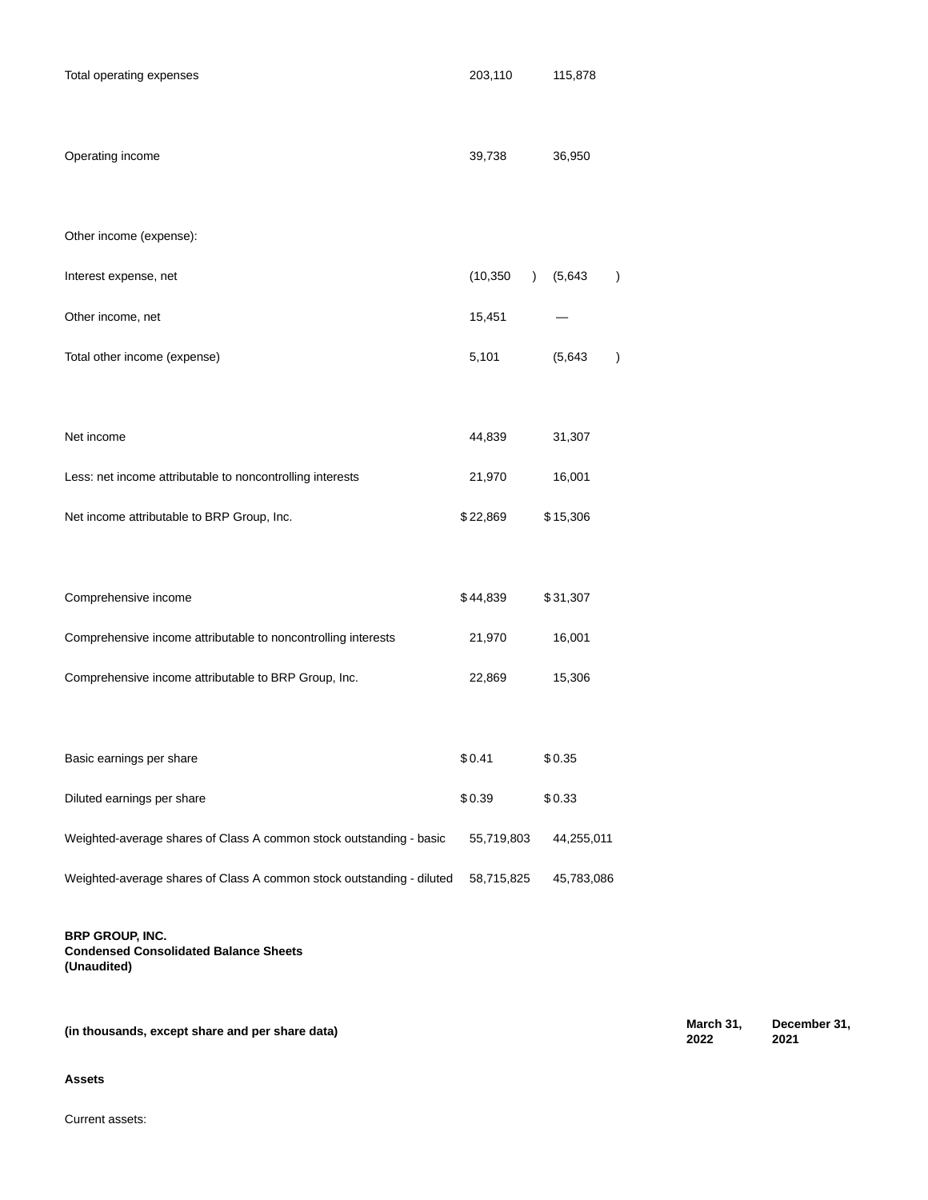| | | |
|---|---|---|
| Total operating expenses | 203,110 | 115,878 |
| Operating income | 39,738 | 36,950 |
| Other income (expense): | | |
| Interest expense, net | (10,350 ) | (5,643 ) |
| Other income, net | 15,451 | — |
| Total other income (expense) | 5,101 | (5,643 ) |
| Net income | 44,839 | 31,307 |
| Less: net income attributable to noncontrolling interests | 21,970 | 16,001 |
| Net income attributable to BRP Group, Inc. | $ 22,869 | $ 15,306 |
| Comprehensive income | $ 44,839 | $ 31,307 |
| Comprehensive income attributable to noncontrolling interests | 21,970 | 16,001 |
| Comprehensive income attributable to BRP Group, Inc. | 22,869 | 15,306 |
| Basic earnings per share | $ 0.41 | $ 0.35 |
| Diluted earnings per share | $ 0.39 | $ 0.33 |
| Weighted-average shares of Class A common stock outstanding - basic | 55,719,803 | 44,255,011 |
| Weighted-average shares of Class A common stock outstanding - diluted | 58,715,825 | 45,783,086 |

**BRP GROUP, INC.**
**Condensed Consolidated Balance Sheets**
**(Unaudited)**

| (in thousands, except share and per share data) | March 31, 2022 | December 31, 2021 |
|---|---|---|
| **Assets** | | |
| Current assets: | | |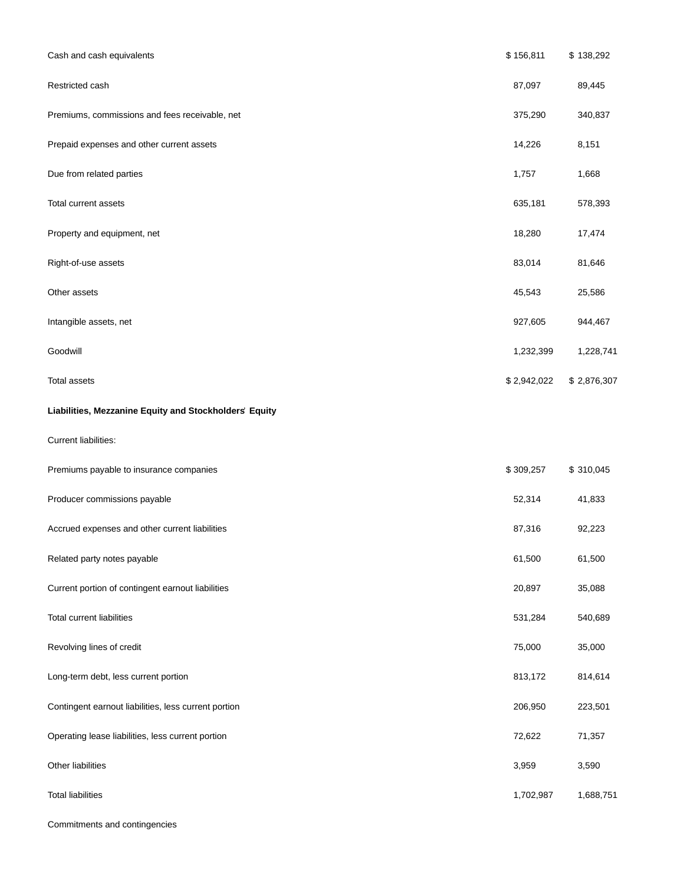| | | |
|---|---|---|
| Cash and cash equivalents | $ 156,811 | $ 138,292 |
| Restricted cash | 87,097 | 89,445 |
| Premiums, commissions and fees receivable, net | 375,290 | 340,837 |
| Prepaid expenses and other current assets | 14,226 | 8,151 |
| Due from related parties | 1,757 | 1,668 |
| Total current assets | 635,181 | 578,393 |
| Property and equipment, net | 18,280 | 17,474 |
| Right-of-use assets | 83,014 | 81,646 |
| Other assets | 45,543 | 25,586 |
| Intangible assets, net | 927,605 | 944,467 |
| Goodwill | 1,232,399 | 1,228,741 |
| Total assets | $ 2,942,022 | $ 2,876,307 |
| **Liabilities, Mezzanine Equity and Stockholders' Equity** | | |
| Current liabilities: | | |
| Premiums payable to insurance companies | $ 309,257 | $ 310,045 |
| Producer commissions payable | 52,314 | 41,833 |
| Accrued expenses and other current liabilities | 87,316 | 92,223 |
| Related party notes payable | 61,500 | 61,500 |
| Current portion of contingent earnout liabilities | 20,897 | 35,088 |
| Total current liabilities | 531,284 | 540,689 |
| Revolving lines of credit | 75,000 | 35,000 |
| Long-term debt, less current portion | 813,172 | 814,614 |
| Contingent earnout liabilities, less current portion | 206,950 | 223,501 |
| Operating lease liabilities, less current portion | 72,622 | 71,357 |
| Other liabilities | 3,959 | 3,590 |
| Total liabilities | 1,702,987 | 1,688,751 |
| Commitments and contingencies | | |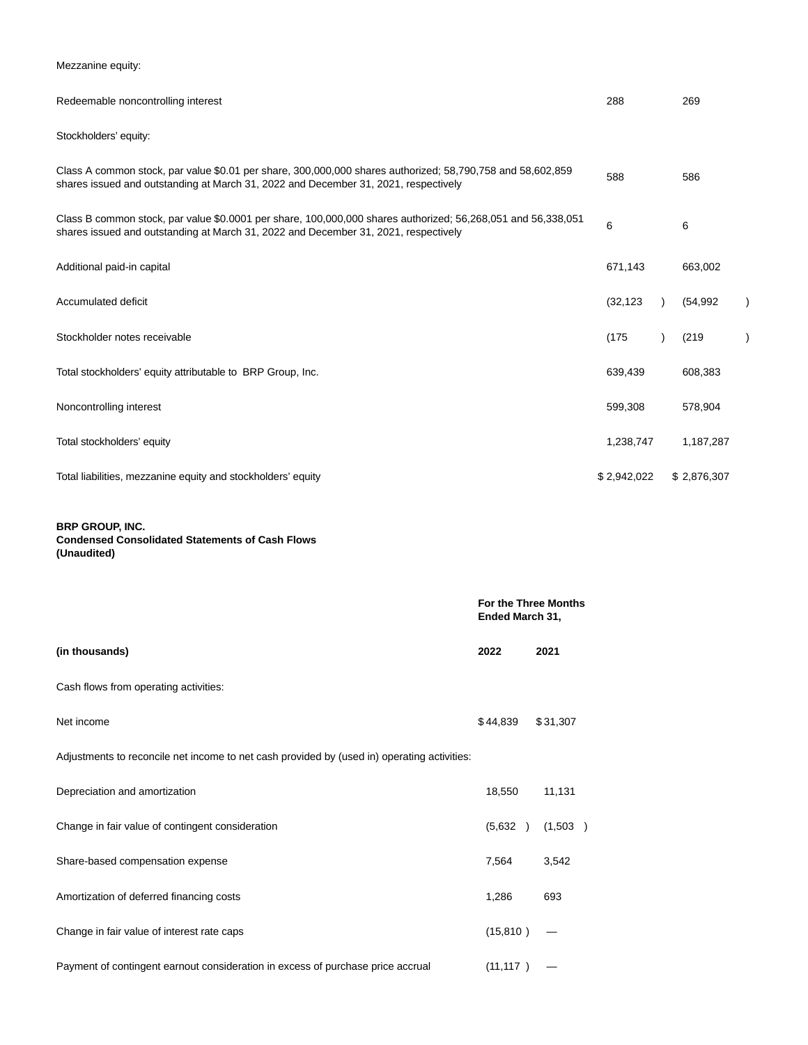| | | |
|---|---|---|
| Mezzanine equity: | | |
| Redeemable noncontrolling interest | 288 | 269 |
| Stockholders' equity: | | |
| Class A common stock, par value $0.01 per share, 300,000,000 shares authorized; 58,790,758 and 58,602,859 shares issued and outstanding at March 31, 2022 and December 31, 2021, respectively | 588 | 586 |
| Class B common stock, par value $0.0001 per share, 100,000,000 shares authorized; 56,268,051 and 56,338,051 shares issued and outstanding at March 31, 2022 and December 31, 2021, respectively | 6 | 6 |
| Additional paid-in capital | 671,143 | 663,002 |
| Accumulated deficit | (32,123) | (54,992) |
| Stockholder notes receivable | (175) | (219) |
| Total stockholders' equity attributable to BRP Group, Inc. | 639,439 | 608,383 |
| Noncontrolling interest | 599,308 | 578,904 |
| Total stockholders' equity | 1,238,747 | 1,187,287 |
| Total liabilities, mezzanine equity and stockholders' equity | $ 2,942,022 | $ 2,876,307 |

**BRP GROUP, INC.**
**Condensed Consolidated Statements of Cash Flows**
**(Unaudited)**

| | **For the Three Months Ended March 31,** | |
|---|---|---|
| **(in thousands)** | **2022** | **2021** |
| Cash flows from operating activities: | | |
| Net income | $ 44,839 | $ 31,307 |
| Adjustments to reconcile net income to net cash provided by (used in) operating activities: | | |
| Depreciation and amortization | 18,550 | 11,131 |
| Change in fair value of contingent consideration | (5,632) | (1,503) |
| Share-based compensation expense | 7,564 | 3,542 |
| Amortization of deferred financing costs | 1,286 | 693 |
| Change in fair value of interest rate caps | (15,810) | — |
| Payment of contingent earnout consideration in excess of purchase price accrual | (11,117) | — |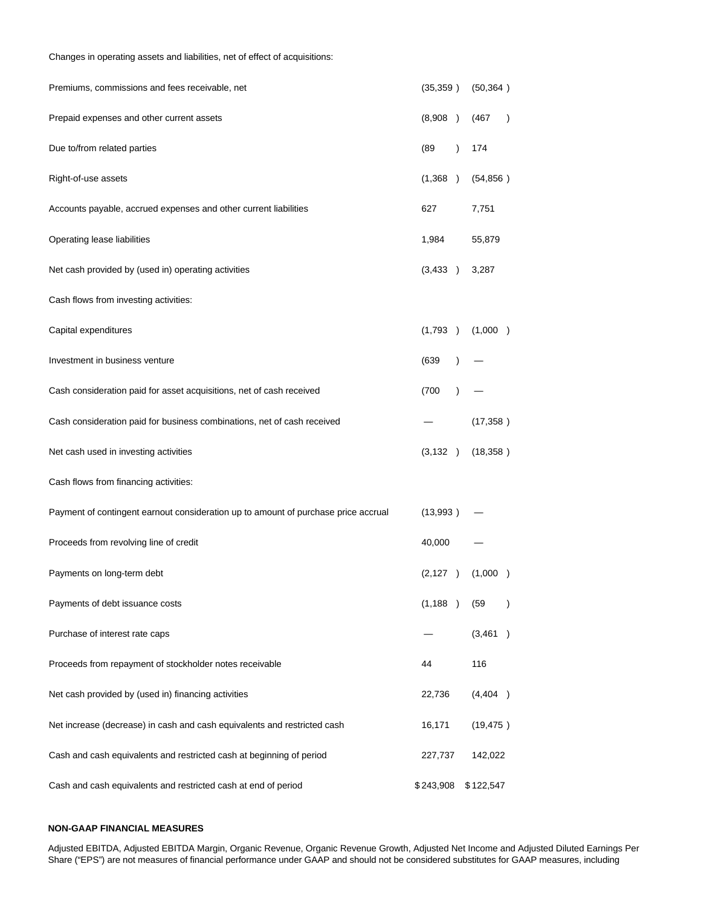| | | |
|---|---|---|
| Changes in operating assets and liabilities, net of effect of acquisitions: | | |
| Premiums, commissions and fees receivable, net | (35,359 ) | (50,364 ) |
| Prepaid expenses and other current assets | (8,908 ) | (467 ) |
| Due to/from related parties | (89 ) | 174 |
| Right-of-use assets | (1,368 ) | (54,856 ) |
| Accounts payable, accrued expenses and other current liabilities | 627 | 7,751 |
| Operating lease liabilities | 1,984 | 55,879 |
| Net cash provided by (used in) operating activities | (3,433 ) | 3,287 |
| Cash flows from investing activities: | | |
| Capital expenditures | (1,793 ) | (1,000 ) |
| Investment in business venture | (639 ) | — |
| Cash consideration paid for asset acquisitions, net of cash received | (700 ) | — |
| Cash consideration paid for business combinations, net of cash received | — | (17,358 ) |
| Net cash used in investing activities | (3,132 ) | (18,358 ) |
| Cash flows from financing activities: | | |
| Payment of contingent earnout consideration up to amount of purchase price accrual | (13,993 ) | — |
| Proceeds from revolving line of credit | 40,000 | — |
| Payments on long-term debt | (2,127 ) | (1,000 ) |
| Payments of debt issuance costs | (1,188 ) | (59 ) |
| Purchase of interest rate caps | — | (3,461 ) |
| Proceeds from repayment of stockholder notes receivable | 44 | 116 |
| Net cash provided by (used in) financing activities | 22,736 | (4,404 ) |
| Net increase (decrease) in cash and cash equivalents and restricted cash | 16,171 | (19,475 ) |
| Cash and cash equivalents and restricted cash at beginning of period | 227,737 | 142,022 |
| Cash and cash equivalents and restricted cash at end of period | $ 243,908 | $ 122,547 |

**NON-GAAP FINANCIAL MEASURES**

Adjusted EBITDA, Adjusted EBITDA Margin, Organic Revenue, Organic Revenue Growth, Adjusted Net Income and Adjusted Diluted Earnings Per Share (“EPS”) are not measures of financial performance under GAAP and should not be considered substitutes for GAAP measures, including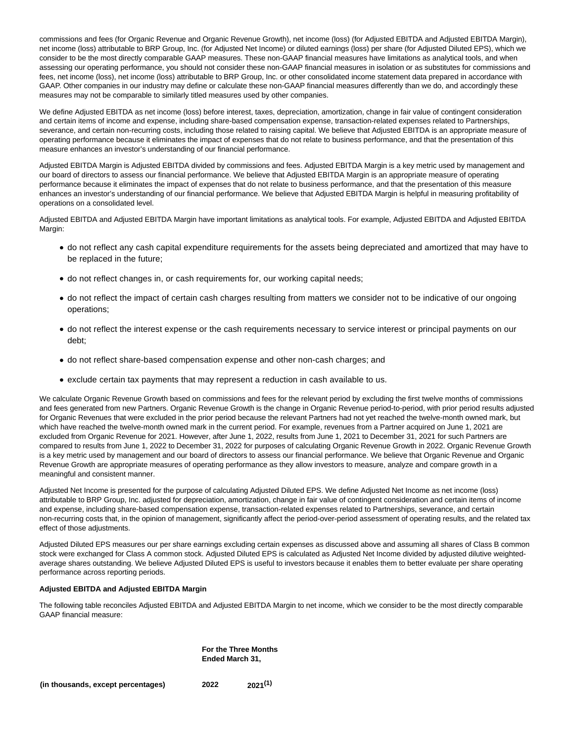commissions and fees (for Organic Revenue and Organic Revenue Growth), net income (loss) (for Adjusted EBITDA and Adjusted EBITDA Margin), net income (loss) attributable to BRP Group, Inc. (for Adjusted Net Income) or diluted earnings (loss) per share (for Adjusted Diluted EPS), which we consider to be the most directly comparable GAAP measures. These non-GAAP financial measures have limitations as analytical tools, and when assessing our operating performance, you should not consider these non-GAAP financial measures in isolation or as substitutes for commissions and fees, net income (loss), net income (loss) attributable to BRP Group, Inc. or other consolidated income statement data prepared in accordance with GAAP. Other companies in our industry may define or calculate these non-GAAP financial measures differently than we do, and accordingly these measures may not be comparable to similarly titled measures used by other companies.

We define Adjusted EBITDA as net income (loss) before interest, taxes, depreciation, amortization, change in fair value of contingent consideration and certain items of income and expense, including share-based compensation expense, transaction-related expenses related to Partnerships, severance, and certain non-recurring costs, including those related to raising capital. We believe that Adjusted EBITDA is an appropriate measure of operating performance because it eliminates the impact of expenses that do not relate to business performance, and that the presentation of this measure enhances an investor's understanding of our financial performance.

Adjusted EBITDA Margin is Adjusted EBITDA divided by commissions and fees. Adjusted EBITDA Margin is a key metric used by management and our board of directors to assess our financial performance. We believe that Adjusted EBITDA Margin is an appropriate measure of operating performance because it eliminates the impact of expenses that do not relate to business performance, and that the presentation of this measure enhances an investor's understanding of our financial performance. We believe that Adjusted EBITDA Margin is helpful in measuring profitability of operations on a consolidated level.

Adjusted EBITDA and Adjusted EBITDA Margin have important limitations as analytical tools. For example, Adjusted EBITDA and Adjusted EBITDA Margin:

- do not reflect any cash capital expenditure requirements for the assets being depreciated and amortized that may have to be replaced in the future;
- do not reflect changes in, or cash requirements for, our working capital needs;
- do not reflect the impact of certain cash charges resulting from matters we consider not to be indicative of our ongoing operations;
- do not reflect the interest expense or the cash requirements necessary to service interest or principal payments on our debt;
- do not reflect share-based compensation expense and other non-cash charges; and
- exclude certain tax payments that may represent a reduction in cash available to us.

We calculate Organic Revenue Growth based on commissions and fees for the relevant period by excluding the first twelve months of commissions and fees generated from new Partners. Organic Revenue Growth is the change in Organic Revenue period-to-period, with prior period results adjusted for Organic Revenues that were excluded in the prior period because the relevant Partners had not yet reached the twelve-month owned mark, but which have reached the twelve-month owned mark in the current period. For example, revenues from a Partner acquired on June 1, 2021 are excluded from Organic Revenue for 2021. However, after June 1, 2022, results from June 1, 2021 to December 31, 2021 for such Partners are compared to results from June 1, 2022 to December 31, 2022 for purposes of calculating Organic Revenue Growth in 2022. Organic Revenue Growth is a key metric used by management and our board of directors to assess our financial performance. We believe that Organic Revenue and Organic Revenue Growth are appropriate measures of operating performance as they allow investors to measure, analyze and compare growth in a meaningful and consistent manner.

Adjusted Net Income is presented for the purpose of calculating Adjusted Diluted EPS. We define Adjusted Net Income as net income (loss) attributable to BRP Group, Inc. adjusted for depreciation, amortization, change in fair value of contingent consideration and certain items of income and expense, including share-based compensation expense, transaction-related expenses related to Partnerships, severance, and certain non-recurring costs that, in the opinion of management, significantly affect the period-over-period assessment of operating results, and the related tax effect of those adjustments.

Adjusted Diluted EPS measures our per share earnings excluding certain expenses as discussed above and assuming all shares of Class B common stock were exchanged for Class A common stock. Adjusted Diluted EPS is calculated as Adjusted Net Income divided by adjusted dilutive weighted-average shares outstanding. We believe Adjusted Diluted EPS is useful to investors because it enables them to better evaluate per share operating performance across reporting periods.

**Adjusted EBITDA and Adjusted EBITDA Margin**

The following table reconciles Adjusted EBITDA and Adjusted EBITDA Margin to net income, which we consider to be the most directly comparable GAAP financial measure:

| | For the Three Months Ended March 31, | |
|---|---|---|
| **(in thousands, except percentages)** | **2022** | **2021**[(1)] |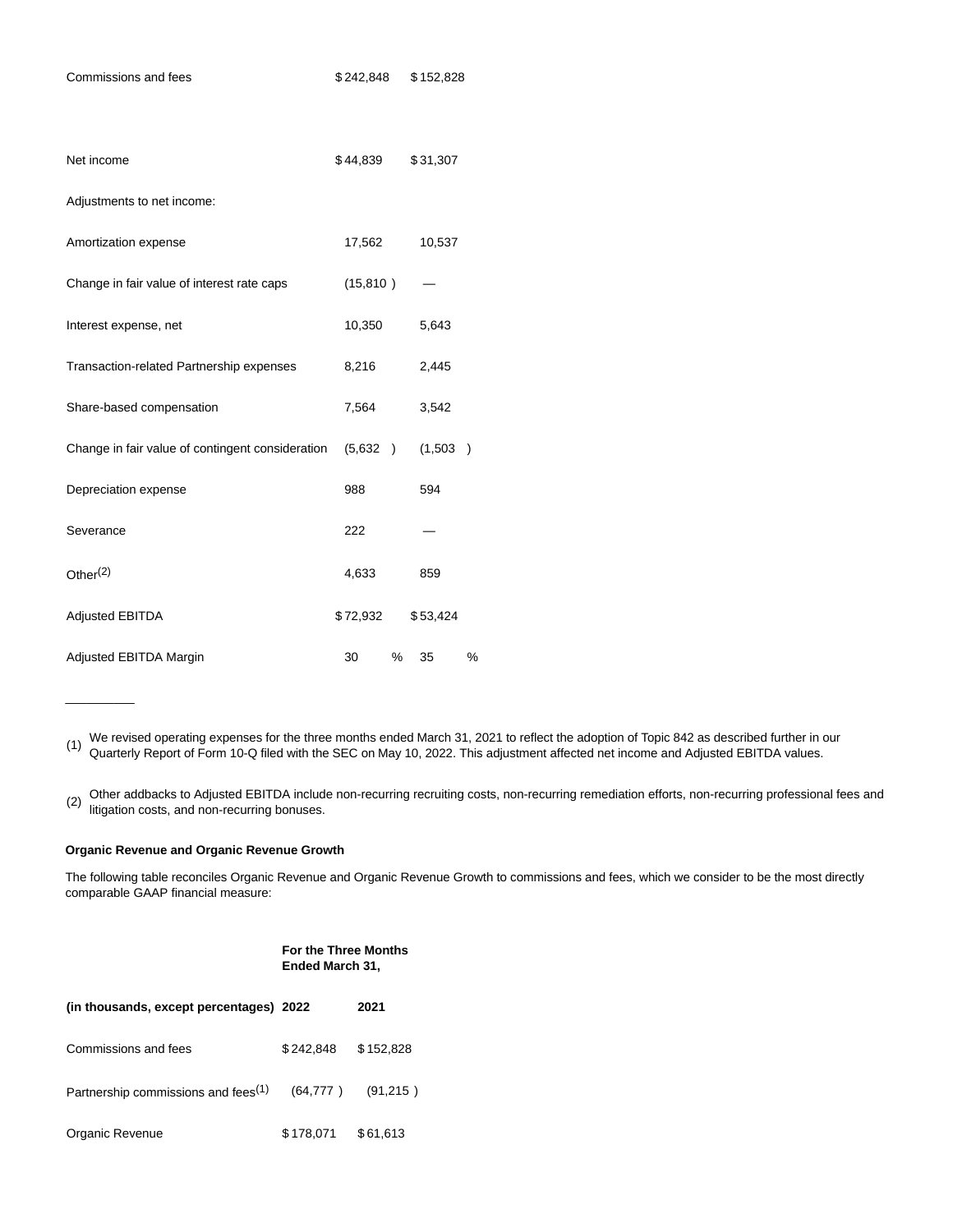| | | |
|---|---|---|
| Commissions and fees | $ 242,848 | $ 152,828 |
| | | |
| Net income | $ 44,839 | $ 31,307 |
| Adjustments to net income: | | |
| Amortization expense | 17,562 | 10,537 |
| Change in fair value of interest rate caps | (15,810 ) | — |
| Interest expense, net | 10,350 | 5,643 |
| Transaction-related Partnership expenses | 8,216 | 2,445 |
| Share-based compensation | 7,564 | 3,542 |
| Change in fair value of contingent consideration | (5,632 ) | (1,503 ) |
| Depreciation expense | 988 | 594 |
| Severance | 222 | — |
| Other[2] | 4,633 | 859 |
| Adjusted EBITDA | $ 72,932 | $ 53,424 |
| Adjusted EBITDA Margin | 30 % | 35 % |

(1) We revised operating expenses for the three months ended March 31, 2021 to reflect the adoption of Topic 842 as described further in our Quarterly Report of Form 10-Q filed with the SEC on May 10, 2022. This adjustment affected net income and Adjusted EBITDA values.

(2) Other addbacks to Adjusted EBITDA include non-recurring recruiting costs, non-recurring remediation efforts, non-recurring professional fees and litigation costs, and non-recurring bonuses.

**Organic Revenue and Organic Revenue Growth**

The following table reconciles Organic Revenue and Organic Revenue Growth to commissions and fees, which we consider to be the most directly comparable GAAP financial measure:

| | **For the Three Months Ended March 31,** | |
|---|---|---|
| **(in thousands, except percentages)** | **2022** | **2021** |
| Commissions and fees | $ 242,848 | $ 152,828 |
| Partnership commissions and fees[1] | (64,777 ) | (91,215 ) |
| Organic Revenue | $ 178,071 | $ 61,613 |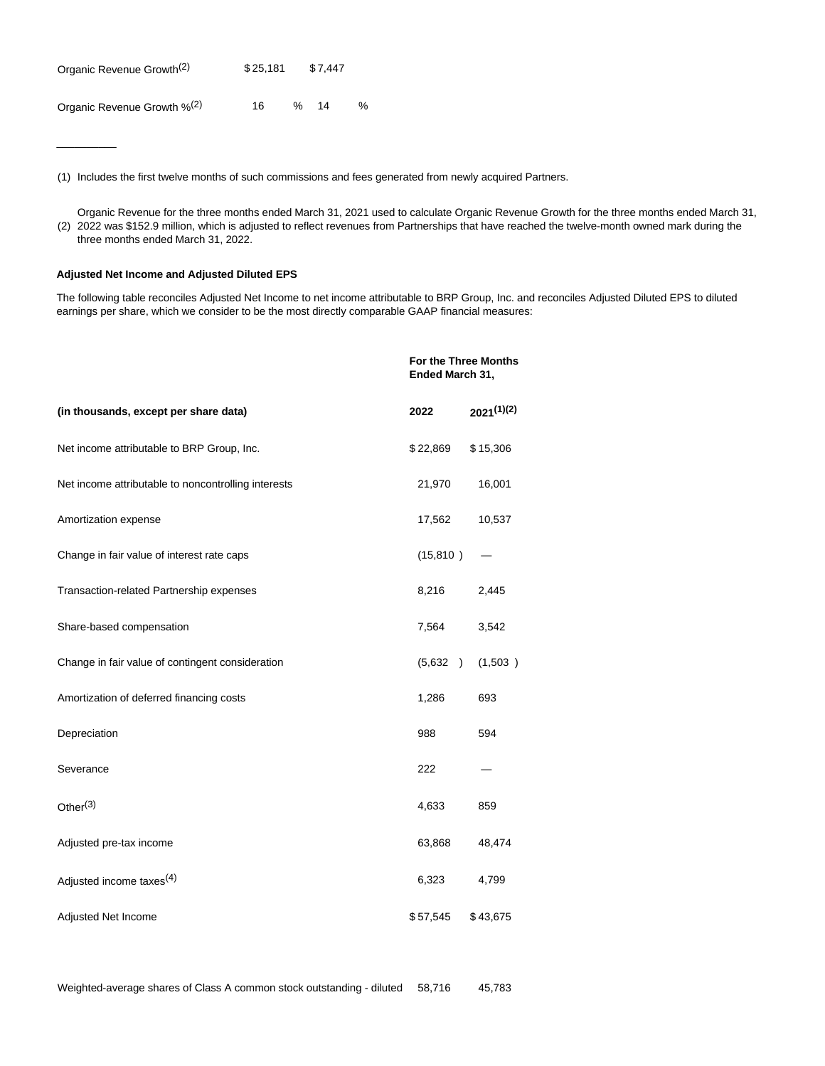| | | |
|---|---|---|
| Organic Revenue Growth[2] | $ 25,181 | $ 7,447 |
| Organic Revenue Growth %[2] | 16 % | 14 % |

---

(1) Includes the first twelve months of such commissions and fees generated from newly acquired Partners.

(2) Organic Revenue for the three months ended March 31, 2021 used to calculate Organic Revenue Growth for the three months ended March 31, 2022 was $152.9 million, which is adjusted to reflect revenues from Partnerships that have reached the twelve-month owned mark during the three months ended March 31, 2022.

**Adjusted Net Income and Adjusted Diluted EPS**

The following table reconciles Adjusted Net Income to net income attributable to BRP Group, Inc. and reconciles Adjusted Diluted EPS to diluted earnings per share, which we consider to be the most directly comparable GAAP financial measures:

| | **For the Three Months Ended March 31,** | |
|---|---|---|
| **(in thousands, except per share data)** | **2022** | **2021[1][2]** |
| Net income attributable to BRP Group, Inc. | $ 22,869 | $ 15,306 |
| Net income attributable to noncontrolling interests | 21,970 | 16,001 |
| Amortization expense | 17,562 | 10,537 |
| Change in fair value of interest rate caps | (15,810 ) | — |
| Transaction-related Partnership expenses | 8,216 | 2,445 |
| Share-based compensation | 7,564 | 3,542 |
| Change in fair value of contingent consideration | (5,632 ) | (1,503 ) |
| Amortization of deferred financing costs | 1,286 | 693 |
| Depreciation | 988 | 594 |
| Severance | 222 | — |
| Other[3] | 4,633 | 859 |
| Adjusted pre-tax income | 63,868 | 48,474 |
| Adjusted income taxes[4] | 6,323 | 4,799 |
| Adjusted Net Income | $ 57,545 | $ 43,675 |
| | | |
| Weighted-average shares of Class A common stock outstanding - diluted | 58,716 | 45,783 |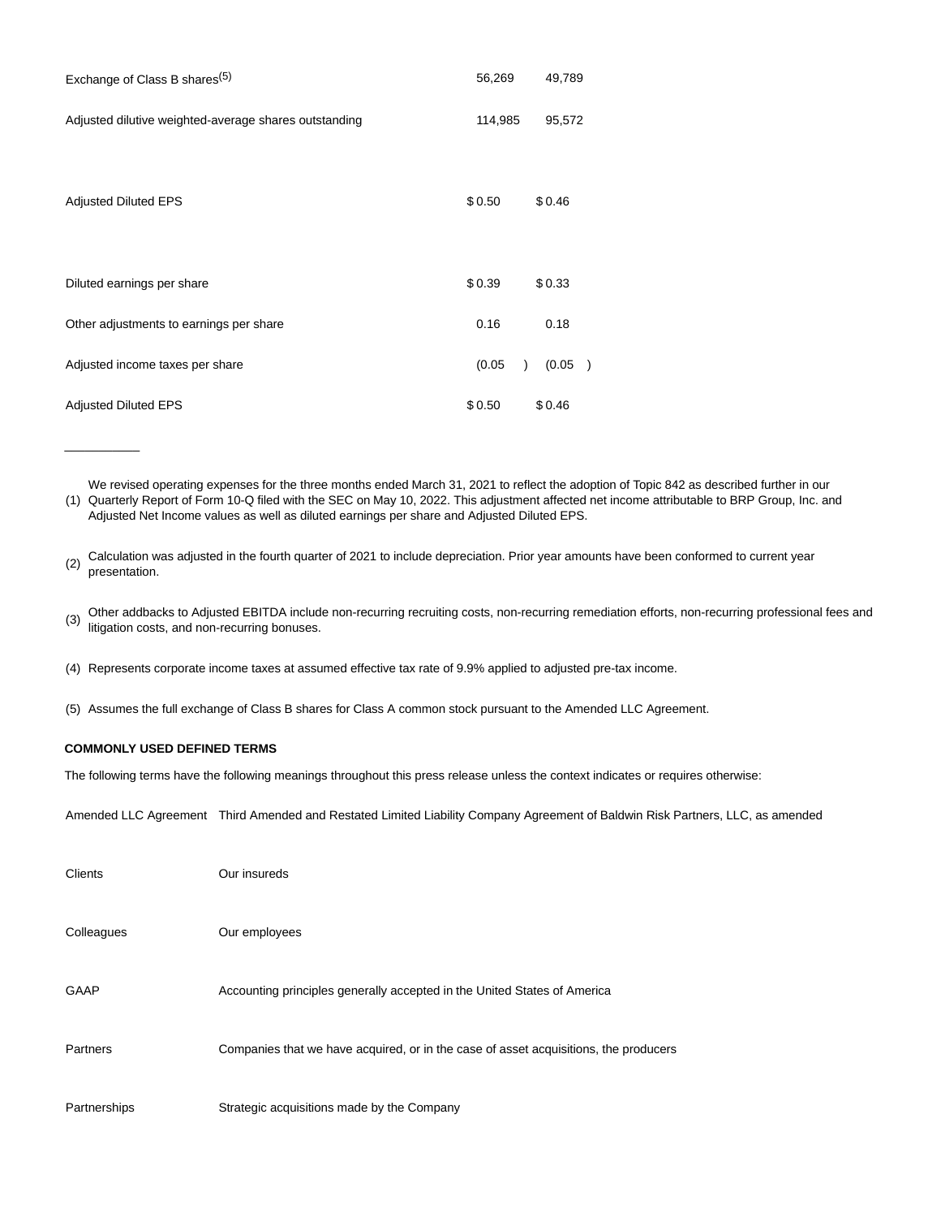| | | |
|---|---|---|
| Exchange of Class B shares[5] | 56,269 | 49,789 |
| Adjusted dilutive weighted-average shares outstanding | 114,985 | 95,572 |
| | | |
| Adjusted Diluted EPS | $ 0.50 | $ 0.46 |
| | | |
| Diluted earnings per share | $ 0.39 | $ 0.33 |
| Other adjustments to earnings per share | 0.16 | 0.18 |
| Adjusted income taxes per share | (0.05 ) | (0.05 ) |
| Adjusted Diluted EPS | $ 0.50 | $ 0.46 |

___________

(1) We revised operating expenses for the three months ended March 31, 2021 to reflect the adoption of Topic 842 as described further in our Quarterly Report of Form 10-Q filed with the SEC on May 10, 2022. This adjustment affected net income attributable to BRP Group, Inc. and Adjusted Net Income values as well as diluted earnings per share and Adjusted Diluted EPS.

(2) Calculation was adjusted in the fourth quarter of 2021 to include depreciation. Prior year amounts have been conformed to current year presentation.

(3) Other addbacks to Adjusted EBITDA include non-recurring recruiting costs, non-recurring remediation efforts, non-recurring professional fees and litigation costs, and non-recurring bonuses.

(4) Represents corporate income taxes at assumed effective tax rate of 9.9% applied to adjusted pre-tax income.

(5) Assumes the full exchange of Class B shares for Class A common stock pursuant to the Amended LLC Agreement.

**COMMONLY USED DEFINED TERMS**

The following terms have the following meanings throughout this press release unless the context indicates or requires otherwise:

| | |
|---|---|
| Amended LLC Agreement | Third Amended and Restated Limited Liability Company Agreement of Baldwin Risk Partners, LLC, as amended |
| Clients | Our insureds |
| Colleagues | Our employees |
| GAAP | Accounting principles generally accepted in the United States of America |
| Partners | Companies that we have acquired, or in the case of asset acquisitions, the producers |
| Partnerships | Strategic acquisitions made by the Company |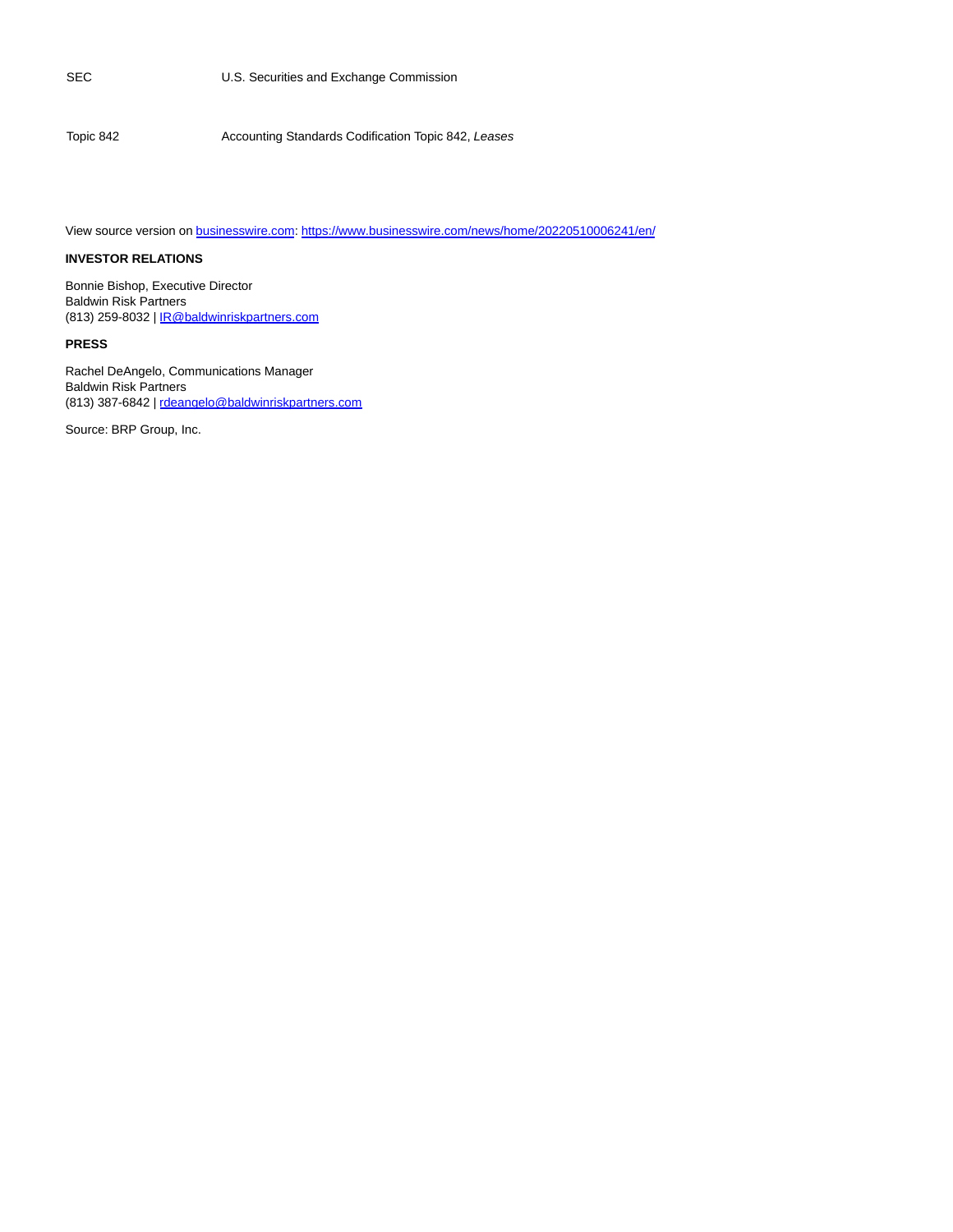| | |
|---|---|
| SEC | U.S. Securities and Exchange Commission |
| Topic 842 | Accounting Standards Codification Topic 842, *Leases* |

View source version on businesswire.com: https://www.businesswire.com/news/home/20220510006241/en/

**INVESTOR RELATIONS**

Bonnie Bishop, Executive Director
Baldwin Risk Partners
(813) 259-8032 | IR@baldwinriskpartners.com

**PRESS**

Rachel DeAngelo, Communications Manager
Baldwin Risk Partners
(813) 387-6842 | rdeangelo@baldwinriskpartners.com

Source: BRP Group, Inc.